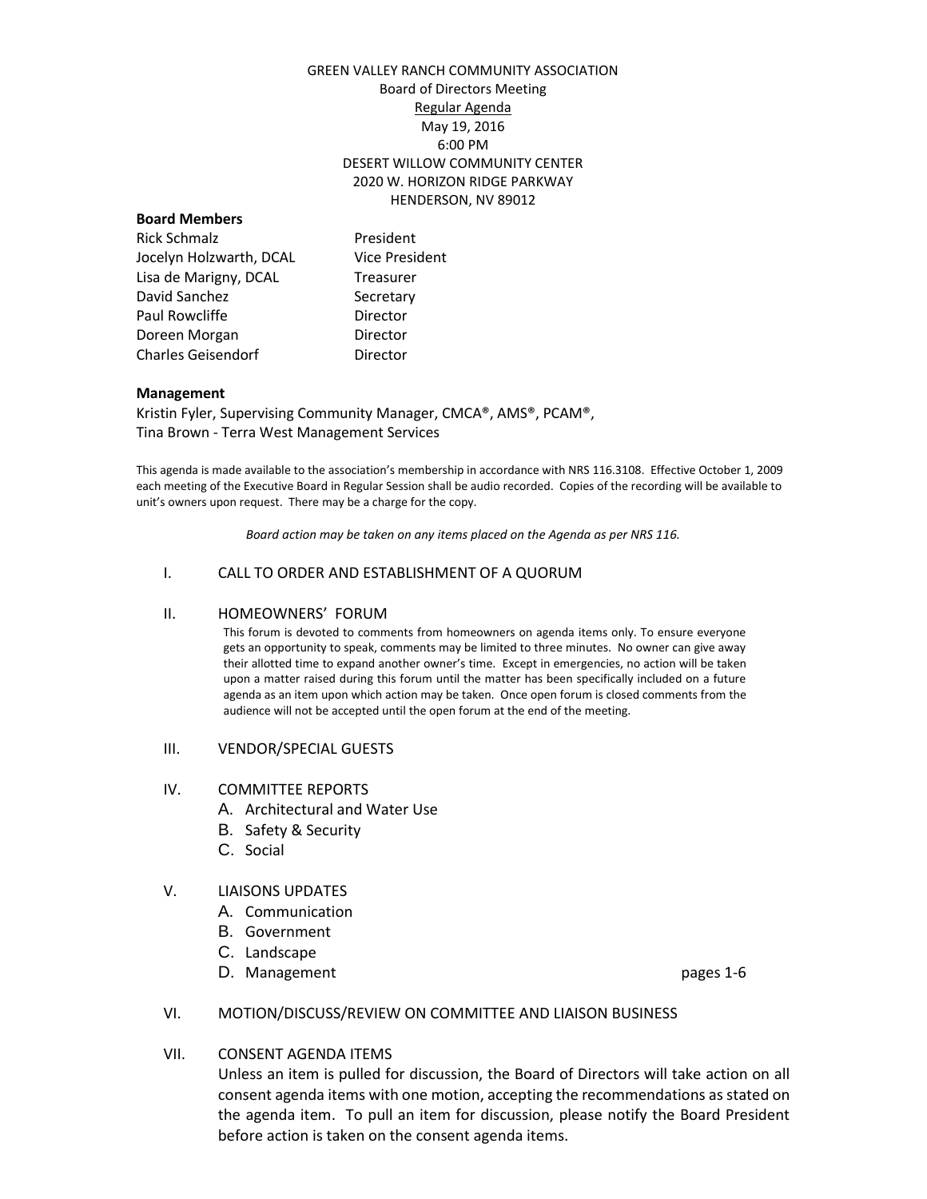GREEN VALLEY RANCH COMMUNITY ASSOCIATION
Board of Directors Meeting
Regular Agenda
May 19, 2016
6:00 PM
DESERT WILLOW COMMUNITY CENTER
2020 W. HORIZON RIDGE PARKWAY
HENDERSON, NV 89012

**Board Members**

| | |
|---|---|
| Rick Schmalz | President |
| Jocelyn Holzwarth, DCAL | Vice President |
| Lisa de Marigny, DCAL | Treasurer |
| David Sanchez | Secretary |
| Paul Rowcliffe | Director |
| Doreen Morgan | Director |
| Charles Geisendorf | Director |

**Management**

Kristin Fyler, Supervising Community Manager, CMCA®, AMS®, PCAM®,
Tina Brown - Terra West Management Services

This agenda is made available to the association's membership in accordance with NRS 116.3108. Effective October 1, 2009 each meeting of the Executive Board in Regular Session shall be audio recorded. Copies of the recording will be available to unit's owners upon request. There may be a charge for the copy.

*Board action may be taken on any items placed on the Agenda as per NRS 116.*

I. CALL TO ORDER AND ESTABLISHMENT OF A QUORUM

II. HOMEOWNERS' FORUM

This forum is devoted to comments from homeowners on agenda items only. To ensure everyone gets an opportunity to speak, comments may be limited to three minutes. No owner can give away their allotted time to expand another owner's time. Except in emergencies, no action will be taken upon a matter raised during this forum until the matter has been specifically included on a future agenda as an item upon which action may be taken. Once open forum is closed comments from the audience will not be accepted until the open forum at the end of the meeting.

III. VENDOR/SPECIAL GUESTS

IV. COMMITTEE REPORTS
   - A. Architectural and Water Use
   - B. Safety & Security
   - C. Social

V. LIAISONS UPDATES
   - A. Communication
   - B. Government
   - C. Landscape
   - D. Management — pages 1-6

VI. MOTION/DISCUSS/REVIEW ON COMMITTEE AND LIAISON BUSINESS

VII. CONSENT AGENDA ITEMS

Unless an item is pulled for discussion, the Board of Directors will take action on all consent agenda items with one motion, accepting the recommendations as stated on the agenda item. To pull an item for discussion, please notify the Board President before action is taken on the consent agenda items.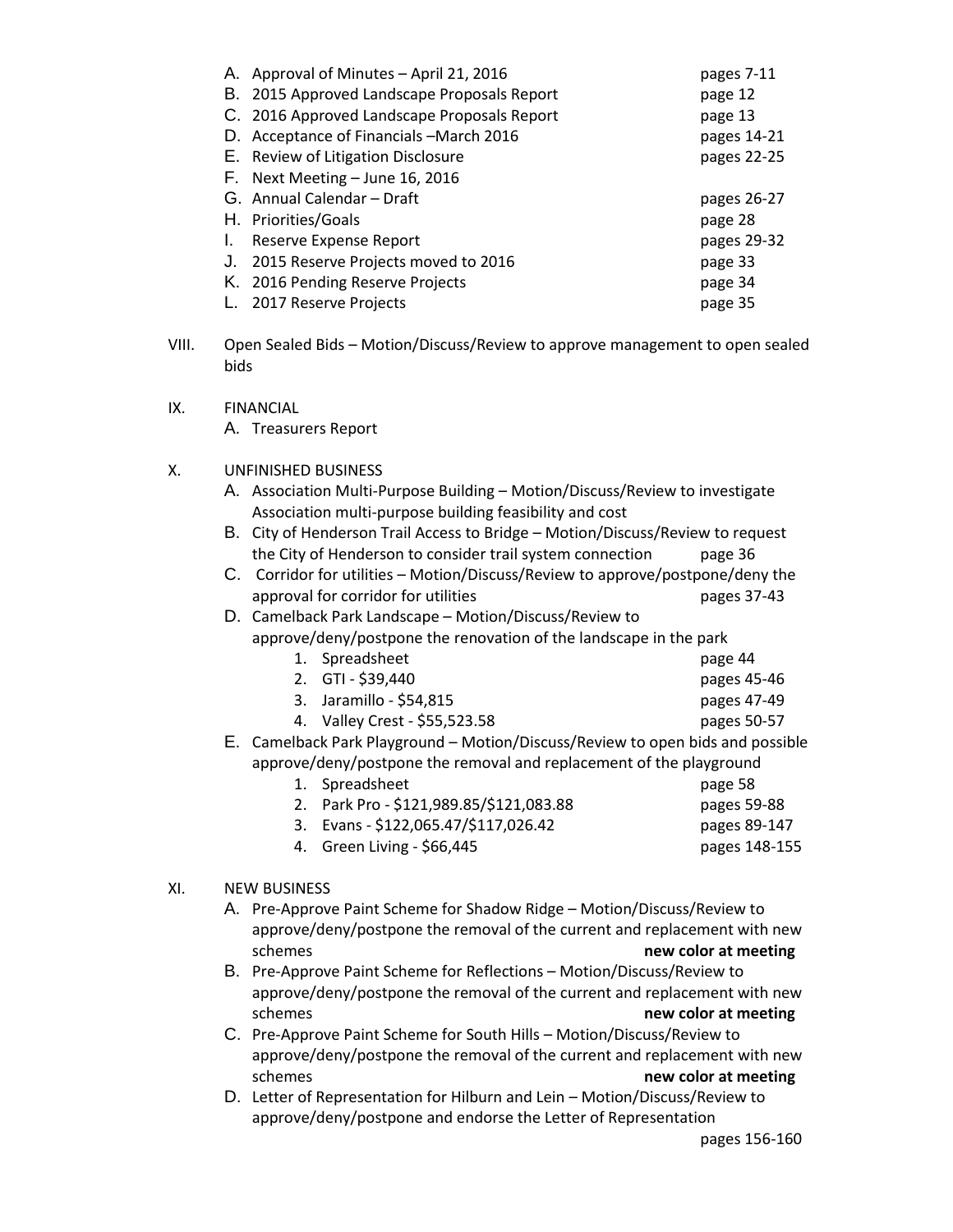A. Approval of Minutes – April 21, 2016 pages 7-11
B. 2015 Approved Landscape Proposals Report page 12
C. 2016 Approved Landscape Proposals Report page 13
D. Acceptance of Financials –March 2016 pages 14-21
E. Review of Litigation Disclosure pages 22-25
F. Next Meeting – June 16, 2016
G. Annual Calendar – Draft pages 26-27
H. Priorities/Goals page 28
I. Reserve Expense Report pages 29-32
J. 2015 Reserve Projects moved to 2016 page 33
K. 2016 Pending Reserve Projects page 34
L. 2017 Reserve Projects page 35

VIII. Open Sealed Bids – Motion/Discuss/Review to approve management to open sealed bids

IX. FINANCIAL

A. Treasurers Report

X. UNFINISHED BUSINESS

A. Association Multi-Purpose Building – Motion/Discuss/Review to investigate Association multi-purpose building feasibility and cost
B. City of Henderson Trail Access to Bridge – Motion/Discuss/Review to request the City of Henderson to consider trail system connection page 36
C. Corridor for utilities – Motion/Discuss/Review to approve/postpone/deny the approval for corridor for utilities pages 37-43
D. Camelback Park Landscape – Motion/Discuss/Review to approve/deny/postpone the renovation of the landscape in the park
   1. Spreadsheet page 44
   2. GTI - $39,440 pages 45-46
   3. Jaramillo - $54,815 pages 47-49
   4. Valley Crest - $55,523.58 pages 50-57
E. Camelback Park Playground – Motion/Discuss/Review to open bids and possible approve/deny/postpone the removal and replacement of the playground
   1. Spreadsheet page 58
   2. Park Pro - $121,989.85/$121,083.88 pages 59-88
   3. Evans - $122,065.47/$117,026.42 pages 89-147
   4. Green Living - $66,445 pages 148-155

XI. NEW BUSINESS

A. Pre-Approve Paint Scheme for Shadow Ridge – Motion/Discuss/Review to approve/deny/postpone the removal of the current and replacement with new schemes **new color at meeting**
B. Pre-Approve Paint Scheme for Reflections – Motion/Discuss/Review to approve/deny/postpone the removal of the current and replacement with new schemes **new color at meeting**
C. Pre-Approve Paint Scheme for South Hills – Motion/Discuss/Review to approve/deny/postpone the removal of the current and replacement with new schemes **new color at meeting**
D. Letter of Representation for Hilburn and Lein – Motion/Discuss/Review to approve/deny/postpone and endorse the Letter of Representation pages 156-160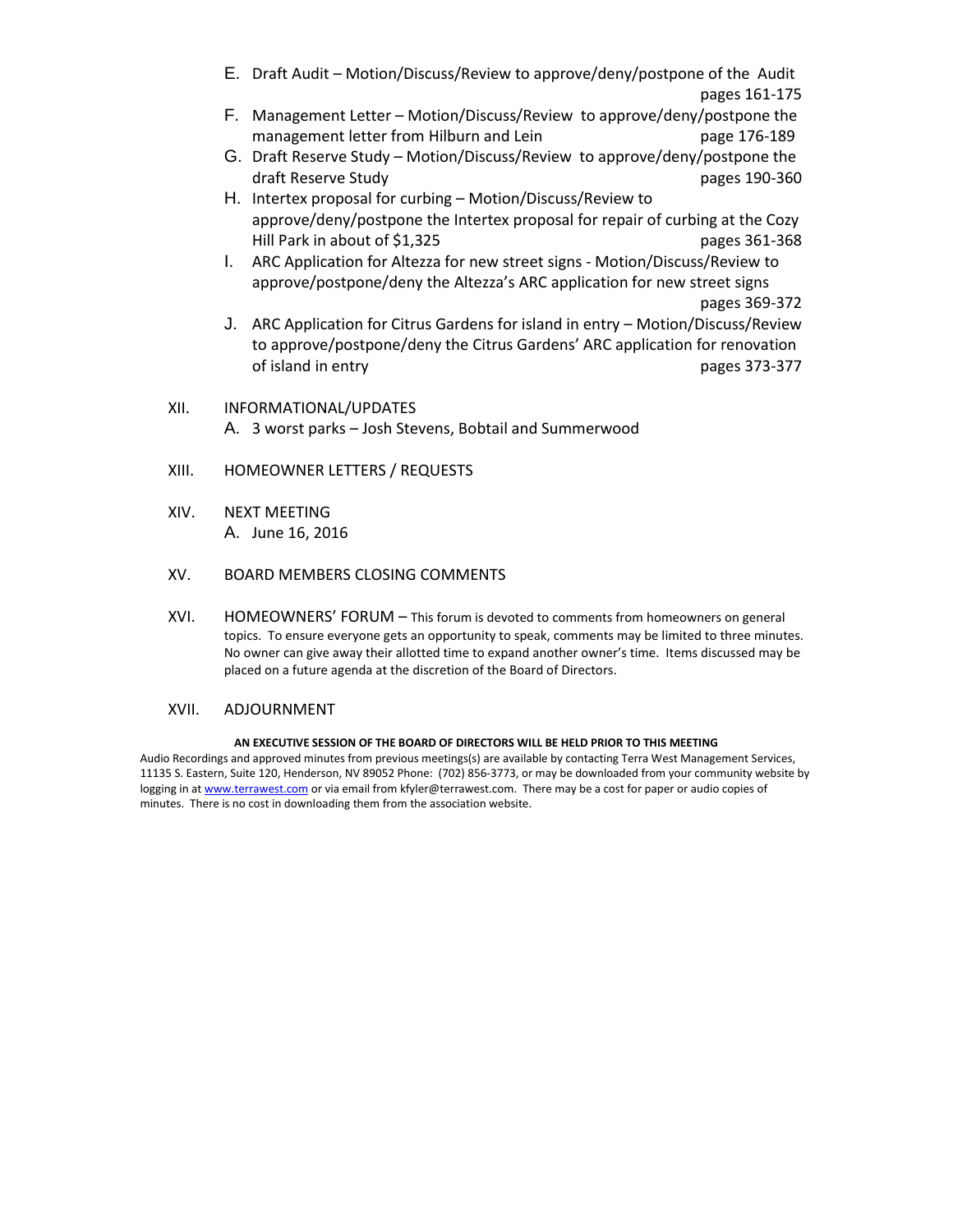E. Draft Audit – Motion/Discuss/Review to approve/deny/postpone of the Audit pages 161-175

F. Management Letter – Motion/Discuss/Review to approve/deny/postpone the management letter from Hilburn and Lein page 176-189

G. Draft Reserve Study – Motion/Discuss/Review to approve/deny/postpone the draft Reserve Study pages 190-360

H. Intertex proposal for curbing – Motion/Discuss/Review to approve/deny/postpone the Intertex proposal for repair of curbing at the Cozy Hill Park in about of $1,325 pages 361-368

I. ARC Application for Altezza for new street signs - Motion/Discuss/Review to approve/postpone/deny the Altezza's ARC application for new street signs pages 369-372

J. ARC Application for Citrus Gardens for island in entry – Motion/Discuss/Review to approve/postpone/deny the Citrus Gardens' ARC application for renovation of island in entry pages 373-377

XII. INFORMATIONAL/UPDATES

A. 3 worst parks – Josh Stevens, Bobtail and Summerwood

XIII. HOMEOWNER LETTERS / REQUESTS

XIV. NEXT MEETING

A. June 16, 2016

XV. BOARD MEMBERS CLOSING COMMENTS

XVI. HOMEOWNERS' FORUM – This forum is devoted to comments from homeowners on general topics. To ensure everyone gets an opportunity to speak, comments may be limited to three minutes. No owner can give away their allotted time to expand another owner's time. Items discussed may be placed on a future agenda at the discretion of the Board of Directors.

XVII. ADJOURNMENT

**AN EXECUTIVE SESSION OF THE BOARD OF DIRECTORS WILL BE HELD PRIOR TO THIS MEETING**

Audio Recordings and approved minutes from previous meetings(s) are available by contacting Terra West Management Services, 11135 S. Eastern, Suite 120, Henderson, NV 89052 Phone: (702) 856-3773, or may be downloaded from your community website by logging in at www.terrawest.com or via email from kfyler@terrawest.com. There may be a cost for paper or audio copies of minutes. There is no cost in downloading them from the association website.